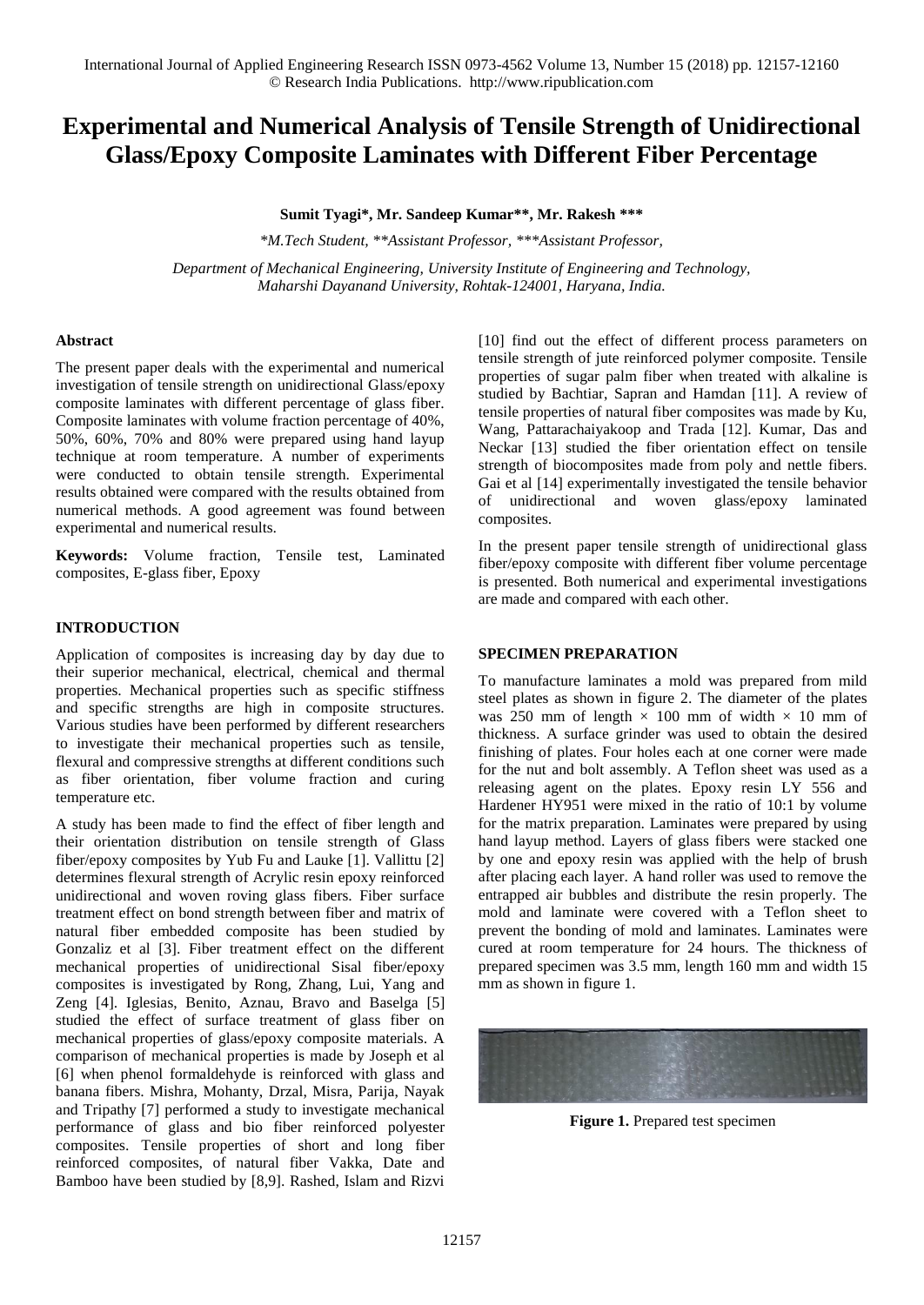# Experimental and Numerical Analysis of Tensile Strength of Unidirectional Glass/Epoxy Composite Laminates with Different Fiber Percentage

**Sumit Tyagi*, Mr. Sandeep Kumar**, Mr. Rakesh *****

*\*M.Tech Student, \*\*Assistant Professor, \*\*\*Assistant Professor,*

*Department of Mechanical Engineering, University Institute of Engineering and Technology, Maharshi Dayanand University, Rohtak-124001, Haryana, India.*

## Abstract

The present paper deals with the experimental and numerical investigation of tensile strength on unidirectional Glass/epoxy composite laminates with different percentage of glass fiber. Composite laminates with volume fraction percentage of 40%, 50%, 60%, 70% and 80% were prepared using hand layup technique at room temperature. A number of experiments were conducted to obtain tensile strength. Experimental results obtained were compared with the results obtained from numerical methods. A good agreement was found between experimental and numerical results.

**Keywords:** Volume fraction, Tensile test, Laminated composites, E-glass fiber, Epoxy

## INTRODUCTION

Application of composites is increasing day by day due to their superior mechanical, electrical, chemical and thermal properties. Mechanical properties such as specific stiffness and specific strengths are high in composite structures. Various studies have been performed by different researchers to investigate their mechanical properties such as tensile, flexural and compressive strengths at different conditions such as fiber orientation, fiber volume fraction and curing temperature etc.

A study has been made to find the effect of fiber length and their orientation distribution on tensile strength of Glass fiber/epoxy composites by Yub Fu and Lauke [1]. Vallittu [2] determines flexural strength of Acrylic resin epoxy reinforced unidirectional and woven roving glass fibers. Fiber surface treatment effect on bond strength between fiber and matrix of natural fiber embedded composite has been studied by Gonzaliz et al [3]. Fiber treatment effect on the different mechanical properties of unidirectional Sisal fiber/epoxy composites is investigated by Rong, Zhang, Lui, Yang and Zeng [4]. Iglesias, Benito, Aznau, Bravo and Baselga [5] studied the effect of surface treatment of glass fiber on mechanical properties of glass/epoxy composite materials. A comparison of mechanical properties is made by Joseph et al [6] when phenol formaldehyde is reinforced with glass and banana fibers. Mishra, Mohanty, Drzal, Misra, Parija, Nayak and Tripathy [7] performed a study to investigate mechanical performance of glass and bio fiber reinforced polyester composites. Tensile properties of short and long fiber reinforced composites, of natural fiber Vakka, Date and Bamboo have been studied by [8,9]. Rashed, Islam and Rizvi [10] find out the effect of different process parameters on tensile strength of jute reinforced polymer composite. Tensile properties of sugar palm fiber when treated with alkaline is studied by Bachtiar, Sapran and Hamdan [11]. A review of tensile properties of natural fiber composites was made by Ku, Wang, Pattarachaiyakoop and Trada [12]. Kumar, Das and Neckar [13] studied the fiber orientation effect on tensile strength of biocomposites made from poly and nettle fibers. Gai et al [14] experimentally investigated the tensile behavior of unidirectional and woven glass/epoxy laminated composites.

In the present paper tensile strength of unidirectional glass fiber/epoxy composite with different fiber volume percentage is presented. Both numerical and experimental investigations are made and compared with each other.

## SPECIMEN PREPARATION

To manufacture laminates a mold was prepared from mild steel plates as shown in figure 2. The diameter of the plates was 250 mm of length × 100 mm of width × 10 mm of thickness. A surface grinder was used to obtain the desired finishing of plates. Four holes each at one corner were made for the nut and bolt assembly. A Teflon sheet was used as a releasing agent on the plates. Epoxy resin LY 556 and Hardener HY951 were mixed in the ratio of 10:1 by volume for the matrix preparation. Laminates were prepared by using hand layup method. Layers of glass fibers were stacked one by one and epoxy resin was applied with the help of brush after placing each layer. A hand roller was used to remove the entrapped air bubbles and distribute the resin properly. The mold and laminate were covered with a Teflon sheet to prevent the bonding of mold and laminates. Laminates were cured at room temperature for 24 hours. The thickness of prepared specimen was 3.5 mm, length 160 mm and width 15 mm as shown in figure 1.

**Figure 1.** Prepared test specimen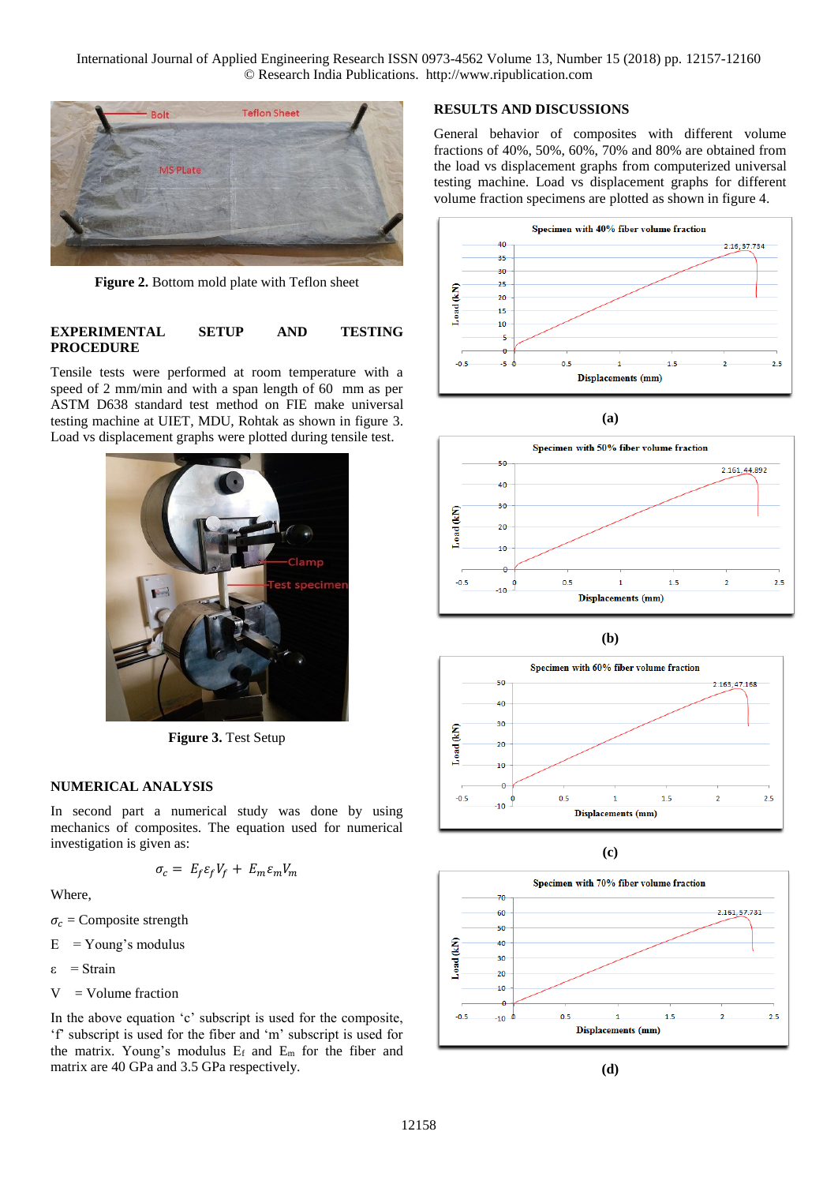**Figure 2.** Bottom mold plate with Teflon sheet

## EXPERIMENTAL SETUP AND TESTING PROCEDURE

Tensile tests were performed at room temperature with a speed of 2 mm/min and with a span length of 60 mm as per ASTM D638 standard test method on FIE make universal testing machine at UIET, MDU, Rohtak as shown in figure 3. Load vs displacement graphs were plotted during tensile test.

**Figure 3.** Test Setup

## NUMERICAL ANALYSIS

In second part a numerical study was done by using mechanics of composites. The equation used for numerical investigation is given as:

$$\sigma_c = E_f \varepsilon_f V_f + E_m \varepsilon_m V_m$$

Where,

$\sigma_c$ = Composite strength

E = Young's modulus

ε = Strain

V = Volume fraction

In the above equation 'c' subscript is used for the composite, 'f' subscript is used for the fiber and 'm' subscript is used for the matrix. Young's modulus $E_f$ and $E_m$ for the fiber and matrix are 40 GPa and 3.5 GPa respectively.

## RESULTS AND DISCUSSIONS

General behavior of composites with different volume fractions of 40%, 50%, 60%, 70% and 80% are obtained from the load vs displacement graphs from computerized universal testing machine. Load vs displacement graphs for different volume fraction specimens are plotted as shown in figure 4.

(a)

(b)

(c)

(d)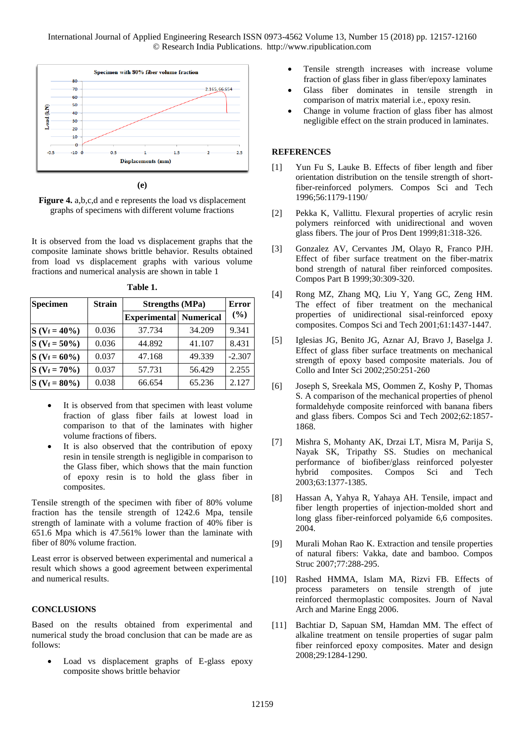(e)

**Figure 4.** a,b,c,d and e represents the load vs displacement graphs of specimens with different volume fractions

It is observed from the load vs displacement graphs that the composite laminate shows brittle behavior. Results obtained from load vs displacement graphs with various volume fractions and numerical analysis are shown in table 1

**Table 1.**

| Specimen | Strain | Strengths (MPa) | | Error (%) |
|---|---|---|---|---|
| | | Experimental | Numerical | |
| **S ($V_f$ = 40%)** | 0.036 | 37.734 | 34.209 | 9.341 |
| **S ($V_f$ = 50%)** | 0.036 | 44.892 | 41.107 | 8.431 |
| **S ($V_f$ = 60%)** | 0.037 | 47.168 | 49.339 | -2.307 |
| **S ($V_f$ = 70%)** | 0.037 | 57.731 | 56.429 | 2.255 |
| **S ($V_f$ = 80%)** | 0.038 | 66.654 | 65.236 | 2.127 |

- It is observed from that specimen with least volume fraction of glass fiber fails at lowest load in comparison to that of the laminates with higher volume fractions of fibers.
- It is also observed that the contribution of epoxy resin in tensile strength is negligible in comparison to the Glass fiber, which shows that the main function of epoxy resin is to hold the glass fiber in composites.

Tensile strength of the specimen with fiber of 80% volume fraction has the tensile strength of 1242.6 Mpa, tensile strength of laminate with a volume fraction of 40% fiber is 651.6 Mpa which is 47.561% lower than the laminate with fiber of 80% volume fraction.

Least error is observed between experimental and numerical a result which shows a good agreement between experimental and numerical results.

## CONCLUSIONS

Based on the results obtained from experimental and numerical study the broad conclusion that can be made are as follows:

- Load vs displacement graphs of E-glass epoxy composite shows brittle behavior
- Tensile strength increases with increase volume fraction of glass fiber in glass fiber/epoxy laminates
- Glass fiber dominates in tensile strength in comparison of matrix material i.e., epoxy resin.
- Change in volume fraction of glass fiber has almost negligible effect on the strain produced in laminates.

## REFERENCES

[1] Yun Fu S, Lauke B. Effects of fiber length and fiber orientation distribution on the tensile strength of short-fiber-reinforced polymers. Compos Sci and Tech 1996;56:1179-1190/

[2] Pekka K, Vallittu. Flexural properties of acrylic resin polymers reinforced with unidirectional and woven glass fibers. The jour of Pros Dent 1999;81:318-326.

[3] Gonzalez AV, Cervantes JM, Olayo R, Franco PJH. Effect of fiber surface treatment on the fiber-matrix bond strength of natural fiber reinforced composites. Compos Part B 1999;30:309-320.

[4] Rong MZ, Zhang MQ, Liu Y, Yang GC, Zeng HM. The effect of fiber treatment on the mechanical properties of unidirectional sisal-reinforced epoxy composites. Compos Sci and Tech 2001;61:1437-1447.

[5] Iglesias JG, Benito JG, Aznar AJ, Bravo J, Baselga J. Effect of glass fiber surface treatments on mechanical strength of epoxy based composite materials. Jou of Collo and Inter Sci 2002;250:251-260

[6] Joseph S, Sreekala MS, Oommen Z, Koshy P, Thomas S. A comparison of the mechanical properties of phenol formaldehyde composite reinforced with banana fibers and glass fibers. Compos Sci and Tech 2002;62:1857-1868.

[7] Mishra S, Mohanty AK, Drzai LT, Misra M, Parija S, Nayak SK, Tripathy SS. Studies on mechanical performance of biofiber/glass reinforced polyester hybrid composites. Compos Sci and Tech 2003;63:1377-1385.

[8] Hassan A, Yahya R, Yahaya AH. Tensile, impact and fiber length properties of injection-molded short and long glass fiber-reinforced polyamide 6,6 composites. 2004.

[9] Murali Mohan Rao K. Extraction and tensile properties of natural fibers: Vakka, date and bamboo. Compos Struc 2007;77:288-295.

[10] Rashed HMMA, Islam MA, Rizvi FB. Effects of process parameters on tensile strength of jute reinforced thermoplastic composites. Journ of Naval Arch and Marine Engg 2006.

[11] Bachtiar D, Sapuan SM, Hamdan MM. The effect of alkaline treatment on tensile properties of sugar palm fiber reinforced epoxy composites. Mater and design 2008;29:1284-1290.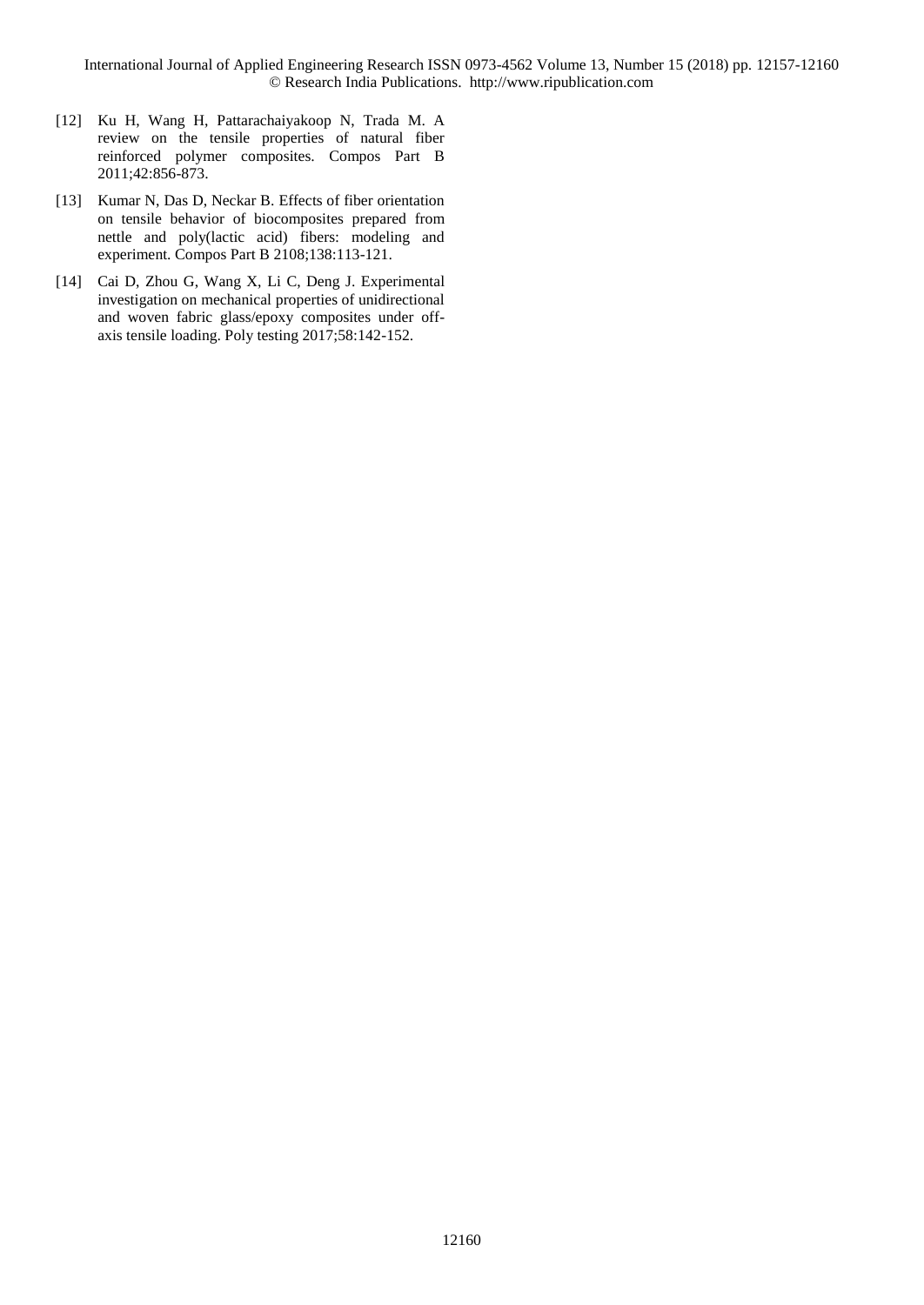[12] Ku H, Wang H, Pattarachaiyakoop N, Trada M. A review on the tensile properties of natural fiber reinforced polymer composites. Compos Part B 2011;42:856-873.

[13] Kumar N, Das D, Neckar B. Effects of fiber orientation on tensile behavior of biocomposites prepared from nettle and poly(lactic acid) fibers: modeling and experiment. Compos Part B 2108;138:113-121.

[14] Cai D, Zhou G, Wang X, Li C, Deng J. Experimental investigation on mechanical properties of unidirectional and woven fabric glass/epoxy composites under off-axis tensile loading. Poly testing 2017;58:142-152.